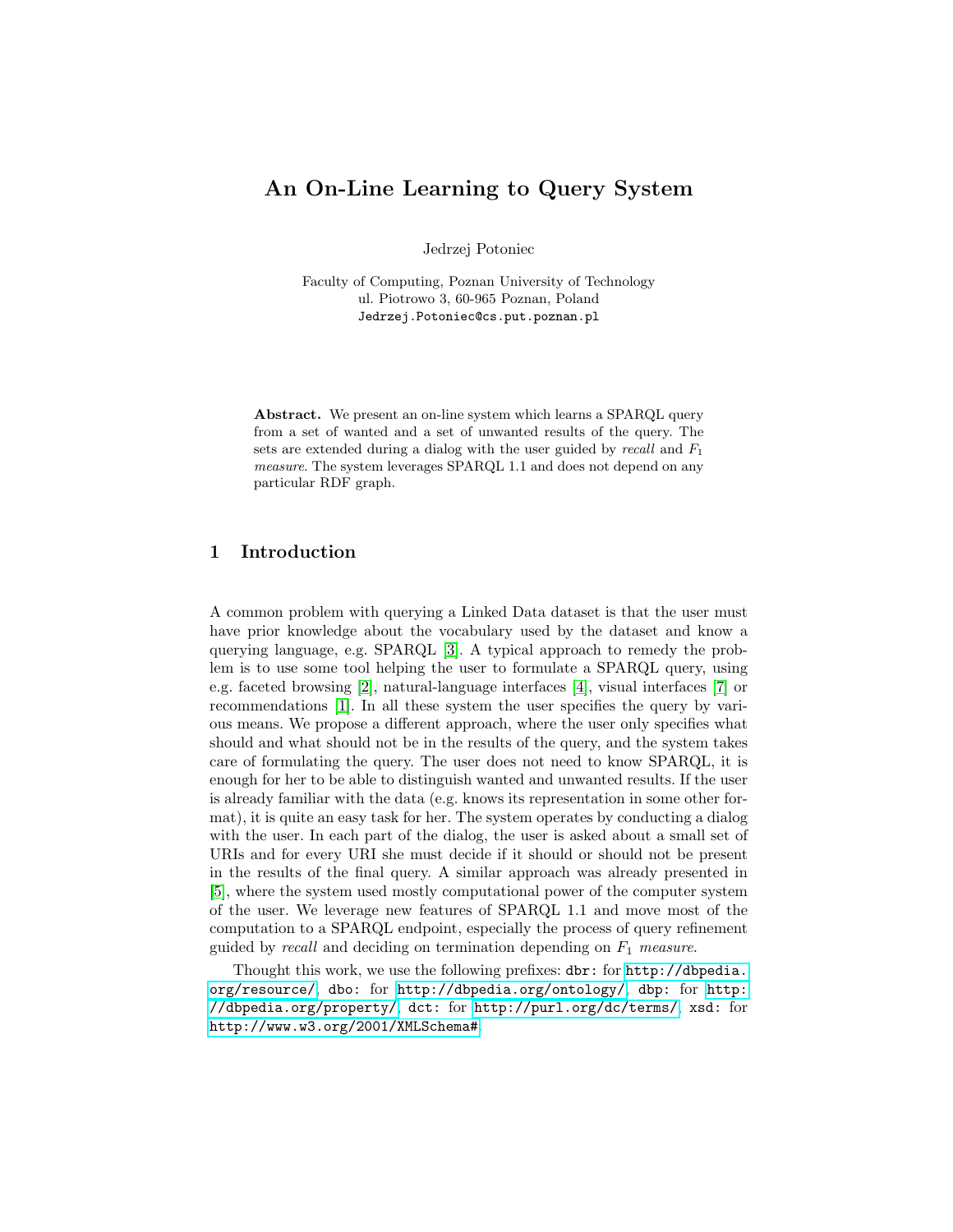# An On-Line Learning to Query System

Jedrzej Potoniec

Faculty of Computing, Poznan University of Technology
ul. Piotrowo 3, 60-965 Poznan, Poland
`Jedrzej.Potoniec@cs.put.poznan.pl`

**Abstract.** We present an on-line system which learns a SPARQL query from a set of wanted and a set of unwanted results of the query. The sets are extended during a dialog with the user guided by *recall* and $F_1$ *measure*. The system leverages SPARQL 1.1 and does not depend on any particular RDF graph.

## 1 Introduction

A common problem with querying a Linked Data dataset is that the user must have prior knowledge about the vocabulary used by the dataset and know a querying language, e.g. SPARQL [3]. A typical approach to remedy the problem is to use some tool helping the user to formulate a SPARQL query, using e.g. faceted browsing [2], natural-language interfaces [4], visual interfaces [7] or recommendations [1]. In all these system the user specifies the query by various means. We propose a different approach, where the user only specifies what should and what should not be in the results of the query, and the system takes care of formulating the query. The user does not need to know SPARQL, it is enough for her to be able to distinguish wanted and unwanted results. If the user is already familiar with the data (e.g. knows its representation in some other format), it is quite an easy task for her. The system operates by conducting a dialog with the user. In each part of the dialog, the user is asked about a small set of URIs and for every URI she must decide if it should or should not be present in the results of the final query. A similar approach was already presented in [5], where the system used mostly computational power of the computer system of the user. We leverage new features of SPARQL 1.1 and move most of the computation to a SPARQL endpoint, especially the process of query refinement guided by *recall* and deciding on termination depending on $F_1$ *measure*.

Thought this work, we use the following prefixes: `dbr:` for `http://dbpedia.org/resource/`, `dbo:` for `http://dbpedia.org/ontology/`, `dbp:` for `http://dbpedia.org/property/`, `dct:` for `http://purl.org/dc/terms/`, `xsd:` for `http://www.w3.org/2001/XMLSchema#`.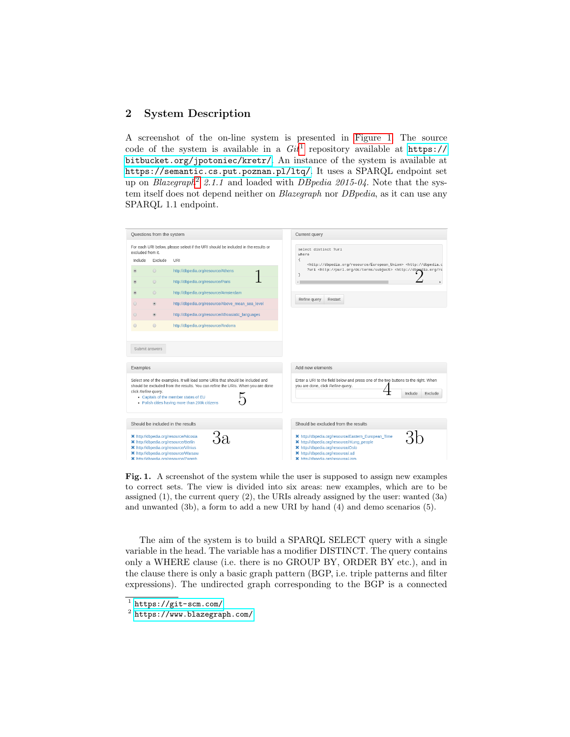## 2 System Description

A screenshot of the on-line system is presented in Figure 1. The source code of the system is available in a *Git*[1] repository available at https://bitbucket.org/jpotoniec/kretr/. An instance of the system is available at https://semantic.cs.put.poznan.pl/ltq/. It uses a SPARQL endpoint set up on *Blazegraph*[2] *2.1.1* and loaded with *DBpedia 2015-04*. Note that the system itself does not depend neither on *Blazegraph* nor *DBpedia*, as it can use any SPARQL 1.1 endpoint.

**Fig. 1.** A screenshot of the system while the user is supposed to assign new examples to correct sets. The view is divided into six areas: new examples, which are to be assigned (1), the current query (2), the URIs already assigned by the user: wanted (3a) and unwanted (3b), a form to add a new URI by hand (4) and demo scenarios (5).

The aim of the system is to build a SPARQL SELECT query with a single variable in the head. The variable has a modifier DISTINCT. The query contains only a WHERE clause (i.e. there is no GROUP BY, ORDER BY etc.), and in the clause there is only a basic graph pattern (BGP, i.e. triple patterns and filter expressions). The undirected graph corresponding to the BGP is a connected

[1] https://git-scm.com/

[2] https://www.blazegraph.com/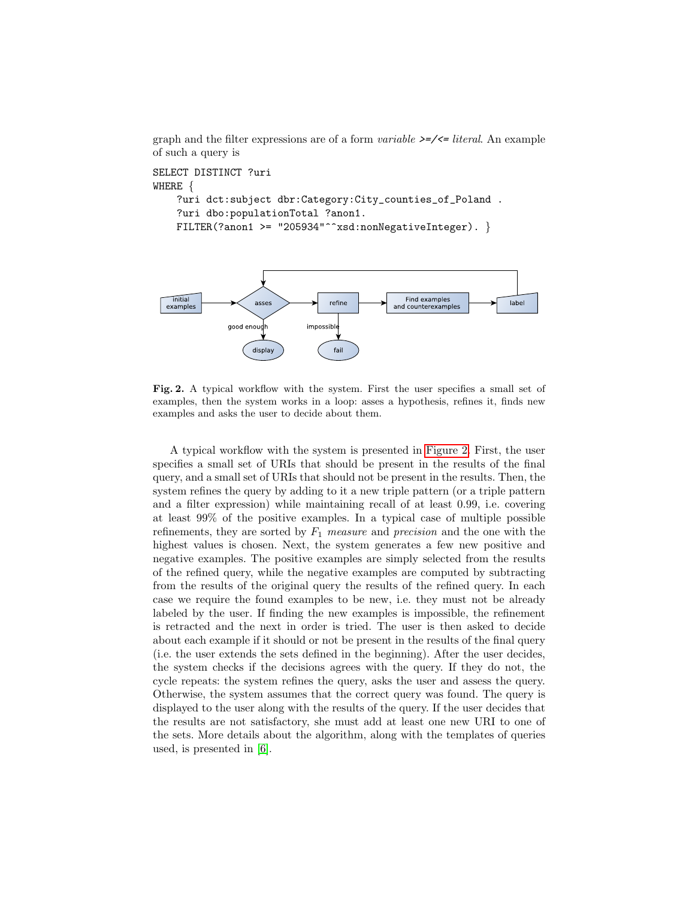graph and the filter expressions are of a form *variable* **>=/<=** *literal*. An example of such a query is

```
SELECT DISTINCT ?uri
WHERE {
    ?uri dct:subject dbr:Category:City_counties_of_Poland .
    ?uri dbo:populationTotal ?anon1.
    FILTER(?anon1 >= "205934"^^xsd:nonNegativeInteger). }
```

**Fig. 2.** A typical workflow with the system. First the user specifies a small set of examples, then the system works in a loop: asses a hypothesis, refines it, finds new examples and asks the user to decide about them.

A typical workflow with the system is presented in Figure 2. First, the user specifies a small set of URIs that should be present in the results of the final query, and a small set of URIs that should not be present in the results. Then, the system refines the query by adding to it a new triple pattern (or a triple pattern and a filter expression) while maintaining recall of at least 0.99, i.e. covering at least 99% of the positive examples. In a typical case of multiple possible refinements, they are sorted by $F_1$ *measure* and *precision* and the one with the highest values is chosen. Next, the system generates a few new positive and negative examples. The positive examples are simply selected from the results of the refined query, while the negative examples are computed by subtracting from the results of the original query the results of the refined query. In each case we require the found examples to be new, i.e. they must not be already labeled by the user. If finding the new examples is impossible, the refinement is retracted and the next in order is tried. The user is then asked to decide about each example if it should or not be present in the results of the final query (i.e. the user extends the sets defined in the beginning). After the user decides, the system checks if the decisions agrees with the query. If they do not, the cycle repeats: the system refines the query, asks the user and assess the query. Otherwise, the system assumes that the correct query was found. The query is displayed to the user along with the results of the query. If the user decides that the results are not satisfactory, she must add at least one new URI to one of the sets. More details about the algorithm, along with the templates of queries used, is presented in [6].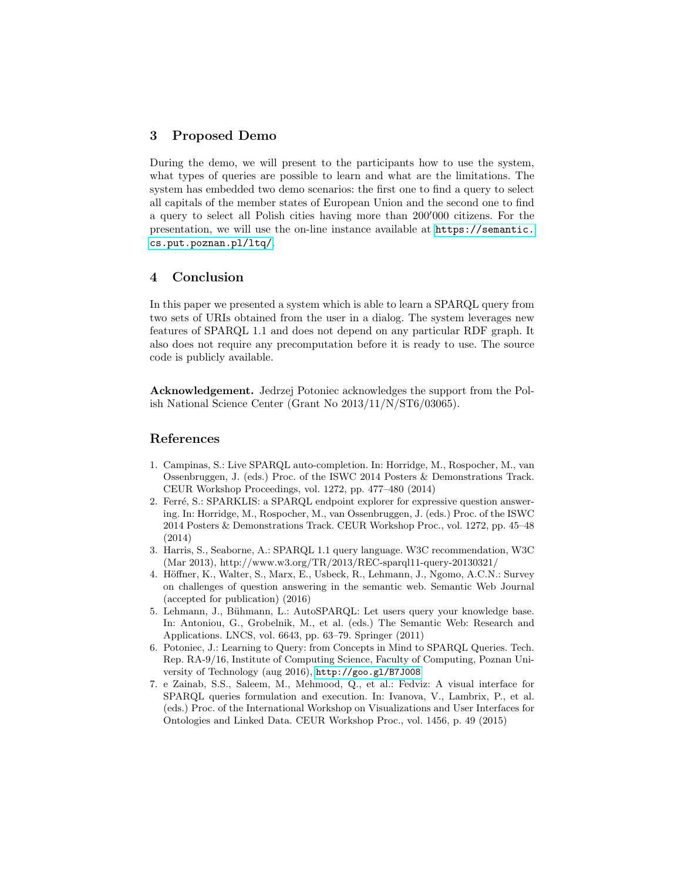## 3 Proposed Demo

During the demo, we will present to the participants how to use the system, what types of queries are possible to learn and what are the limitations. The system has embedded two demo scenarios: the first one to find a query to select all capitals of the member states of European Union and the second one to find a query to select all Polish cities having more than 200′000 citizens. For the presentation, we will use the on-line instance available at https://semantic.cs.put.poznan.pl/ltq/.

## 4 Conclusion

In this paper we presented a system which is able to learn a SPARQL query from two sets of URIs obtained from the user in a dialog. The system leverages new features of SPARQL 1.1 and does not depend on any particular RDF graph. It also does not require any precomputation before it is ready to use. The source code is publicly available.

**Acknowledgement.** Jedrzej Potoniec acknowledges the support from the Polish National Science Center (Grant No 2013/11/N/ST6/03065).

## References

1. Campinas, S.: Live SPARQL auto-completion. In: Horridge, M., Rospocher, M., van Ossenbruggen, J. (eds.) Proc. of the ISWC 2014 Posters & Demonstrations Track. CEUR Workshop Proceedings, vol. 1272, pp. 477–480 (2014)
2. Ferré, S.: SPARKLIS: a SPARQL endpoint explorer for expressive question answering. In: Horridge, M., Rospocher, M., van Ossenbruggen, J. (eds.) Proc. of the ISWC 2014 Posters & Demonstrations Track. CEUR Workshop Proc., vol. 1272, pp. 45–48 (2014)
3. Harris, S., Seaborne, A.: SPARQL 1.1 query language. W3C recommendation, W3C (Mar 2013), http://www.w3.org/TR/2013/REC-sparql11-query-20130321/
4. Höffner, K., Walter, S., Marx, E., Usbeck, R., Lehmann, J., Ngomo, A.C.N.: Survey on challenges of question answering in the semantic web. Semantic Web Journal (accepted for publication) (2016)
5. Lehmann, J., Bühmann, L.: AutoSPARQL: Let users query your knowledge base. In: Antoniou, G., Grobelnik, M., et al. (eds.) The Semantic Web: Research and Applications. LNCS, vol. 6643, pp. 63–79. Springer (2011)
6. Potoniec, J.: Learning to Query: from Concepts in Mind to SPARQL Queries. Tech. Rep. RA-9/16, Institute of Computing Science, Faculty of Computing, Poznan University of Technology (aug 2016), http://goo.gl/B7J008
7. e Zainab, S.S., Saleem, M., Mehmood, Q., et al.: Fedviz: A visual interface for SPARQL queries formulation and execution. In: Ivanova, V., Lambrix, P., et al. (eds.) Proc. of the International Workshop on Visualizations and User Interfaces for Ontologies and Linked Data. CEUR Workshop Proc., vol. 1456, p. 49 (2015)